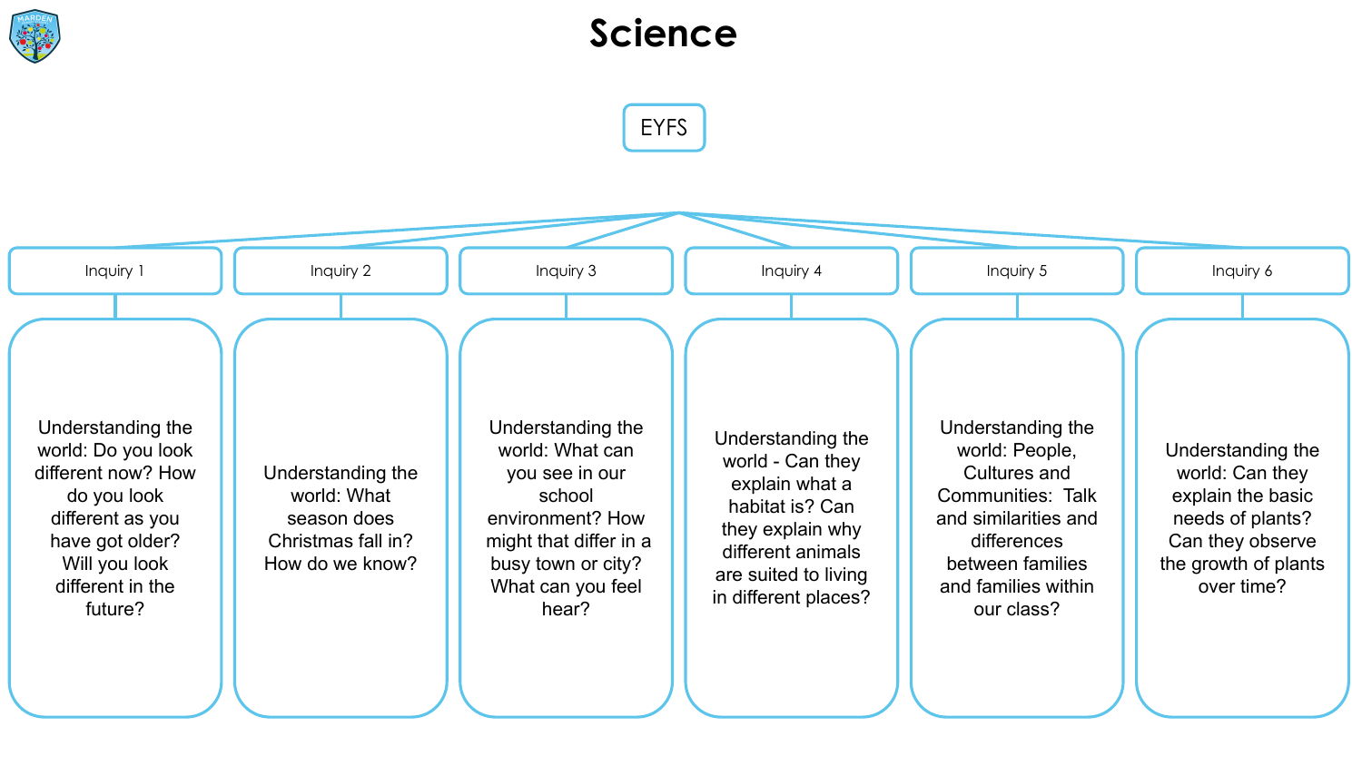# Science

## EYFS

### Inquiry 1

Understanding the world: Do you look different now? How do you look different as you have got older? Will you look different in the future?

### Inquiry 2

Understanding the world: What season does Christmas fall in? How do we know?

### Inquiry 3

Understanding the world: What can you see in our school environment? How might that differ in a busy town or city? What can you feel hear?

### Inquiry 4

Understanding the world - Can they explain what a habitat is? Can they explain why different animals are suited to living in different places?

### Inquiry 5

Understanding the world: People, Cultures and Communities: Talk and similarities and differences between families and families within our class?

### Inquiry 6

Understanding the world: Can they explain the basic needs of plants? Can they observe the growth of plants over time?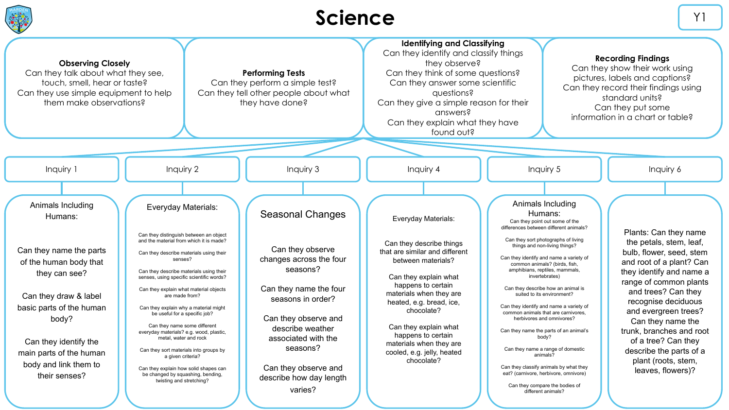# Science

Y1

**Observing Closely**
Can they talk about what they see, touch, smell, hear or taste?
Can they use simple equipment to help them make observations?

**Performing Tests**
Can they perform a simple test?
Can they tell other people about what they have done?

**Identifying and Classifying**
Can they identify and classify things they observe?
Can they think of some questions?
Can they answer some scientific questions?
Can they give a simple reason for their answers?
Can they explain what they have found out?

**Recording Findings**
Can they show their work using pictures, labels and captions?
Can they record their findings using standard units?
Can they put some information in a chart or table?

## Inquiry 1

Animals Including Humans:

Can they name the parts of the human body that they can see?

Can they draw & label basic parts of the human body?

Can they identify the main parts of the human body and link them to their senses?

## Inquiry 2

Everyday Materials:

Can they distinguish between an object and the material from which it is made?

Can they describe materials using their senses?

Can they describe materials using their senses, using specific scientific words?

Can they explain what material objects are made from?

Can they explain why a material might be useful for a specific job?

Can they name some different everyday materials? e.g. wood, plastic, metal, water and rock

Can they sort materials into groups by a given criteria?

Can they explain how solid shapes can be changed by squashing, bending, twisting and stretching?

## Inquiry 3

Seasonal Changes

Can they observe changes across the four seasons?

Can they name the four seasons in order?

Can they observe and describe weather associated with the seasons?

Can they observe and describe how day length varies?

## Inquiry 4

Everyday Materials:

Can they describe things that are similar and different between materials?

Can they explain what happens to certain materials when they are heated, e.g. bread, ice, chocolate?

Can they explain what happens to certain materials when they are cooled, e.g. jelly, heated chocolate?

## Inquiry 5

Animals Including Humans:

Can they point out some of the differences between different animals?

Can they sort photographs of living things and non-living things?

Can they identify and name a variety of common animals? (birds, fish, amphibians, reptiles, mammals, invertebrates)

Can they describe how an animal is suited to its environment?

Can they identify and name a variety of common animals that are carnivores, herbivores and omnivores?

Can they name the parts of an animal's body?

Can they name a range of domestic animals?

Can they classify animals by what they eat? (carnivore, herbivore, omnivore)

Can they compare the bodies of different animals?

## Inquiry 6

Plants: Can they name the petals, stem, leaf, bulb, flower, seed, stem and root of a plant? Can they identify and name a range of common plants and trees? Can they recognise deciduous and evergreen trees? Can they name the trunk, branches and root of a tree? Can they describe the parts of a plant (roots, stem, leaves, flowers)?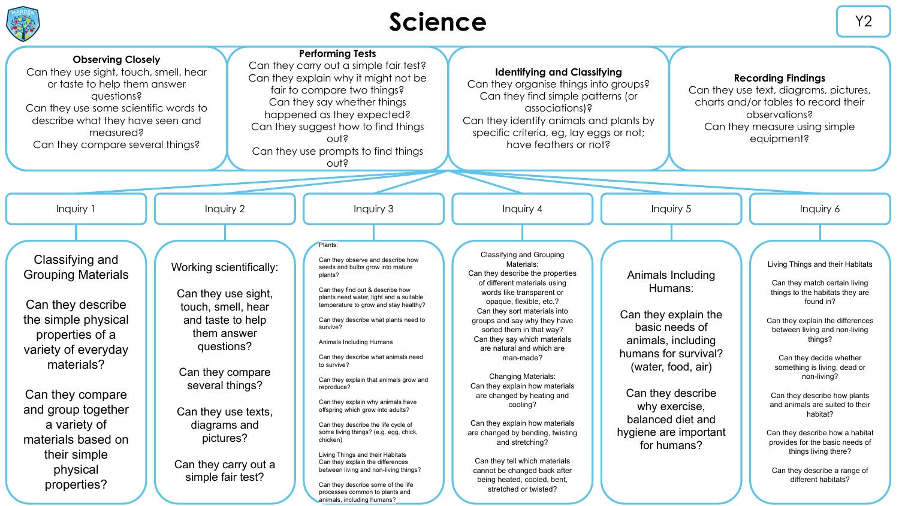# Science

Y2

### Observing Closely

Can they use sight, touch, smell, hear or taste to help them answer questions?
Can they use some scientific words to describe what they have seen and measured?
Can they compare several things?

### Performing Tests

Can they carry out a simple fair test?
Can they explain why it might not be fair to compare two things?
Can they say whether things happened as they expected?
Can they suggest how to find things out?
Can they use prompts to find things out?

### Identifying and Classifying

Can they organise things into groups?
Can they find simple patterns (or associations)?
Can they identify animals and plants by specific criteria, eg, lay eggs or not; have feathers or not?

### Recording Findings

Can they use text, diagrams, pictures, charts and/or tables to record their observations?
Can they measure using simple equipment?

## Inquiry 1

Classifying and Grouping Materials

Can they describe the simple physical properties of a variety of everyday materials?

Can they compare and group together a variety of materials based on their simple physical properties?

## Inquiry 2

Working scientifically:

Can they use sight, touch, smell, hear and taste to help them answer questions?

Can they compare several things?

Can they use texts, diagrams and pictures?

Can they carry out a simple fair test?

## Inquiry 3

Plants:

Can they observe and describe how seeds and bulbs grow into mature plants?

Can they find out & describe how plants need water, light and a suitable temperature to grow and stay healthy?

Can they describe what plants need to survive?

Animals Including Humans

Can they describe what animals need to survive?

Can they explain that animals grow and reproduce?

Can they explain why animals have offspring which grow into adults?

Can they describe the life cycle of some living things? (e.g. egg, chick, chicken)

Living Things and their Habitats
Can they explain the differences between living and non-living things?

Can they describe some of the life processes common to plants and animals, including humans?

## Inquiry 4

Classifying and Grouping Materials:
Can they describe the properties of different materials using words like transparent or opaque, flexible, etc.?
Can they sort materials into groups and say why they have sorted them in that way?
Can they say which materials are natural and which are man-made?

Changing Materials:
Can they explain how materials are changed by heating and cooling?

Can they explain how materials are changed by bending, twisting and stretching?

Can they tell which materials cannot be changed back after being heated, cooled, bent, stretched or twisted?

## Inquiry 5

Animals Including Humans:

Can they explain the basic needs of animals, including humans for survival? (water, food, air)

Can they describe why exercise, balanced diet and hygiene are important for humans?

## Inquiry 6

Living Things and their Habitats

Can they match certain living things to the habitats they are found in?

Can they explain the differences between living and non-living things?

Can they decide whether something is living, dead or non-living?

Can they describe how plants and animals are suited to their habitat?

Can they describe how a habitat provides for the basic needs of things living there?

Can they describe a range of different habitats?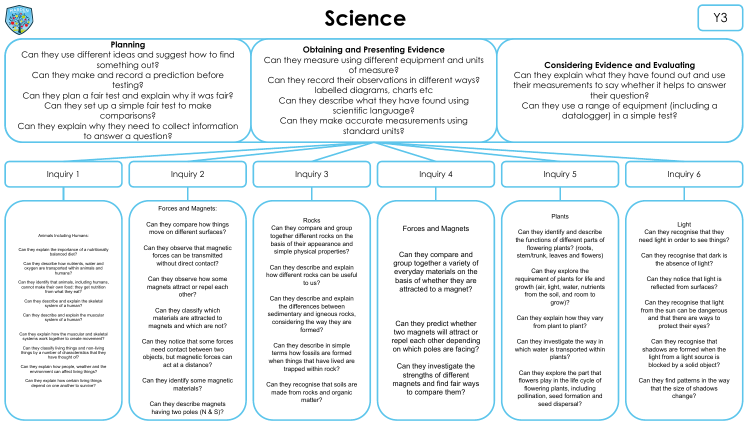# Science

Y3

### Planning

Can they use different ideas and suggest how to find something out?
Can they make and record a prediction before testing?
Can they plan a fair test and explain why it was fair?
Can they set up a simple fair test to make comparisons?
Can they explain why they need to collect information to answer a question?

### Obtaining and Presenting Evidence

Can they measure using different equipment and units of measure?
Can they record their observations in different ways? labelled diagrams, charts etc
Can they describe what they have found using scientific language?
Can they make accurate measurements using standard units?

### Considering Evidence and Evaluating

Can they explain what they have found out and use their measurements to say whether it helps to answer their question?
Can they use a range of equipment (including a datalogger) in a simple test?

## Inquiry 1

Animals Including Humans:

- Can they explain the importance of a nutritionally balanced diet?
- Can they describe how nutrients, water and oxygen are transported within animals and humans?
- Can they identify that animals, including humans, cannot make their own food: they get nutrition from what they eat?
- Can they describe and explain the skeletal system of a human?
- Can they describe and explain the muscular system of a human?
- Can they explain how the muscular and skeletal systems work together to create movement?
- Can they classify living things and non-living things by a number of characteristics that they have thought of?
- Can they explain how people, weather and the environment can affect living things?
- Can they explain how certain living things depend on one another to survive?

## Inquiry 2

Forces and Magnets:

- Can they compare how things move on different surfaces?
- Can they observe that magnetic forces can be transmitted without direct contact?
- Can they observe how some magnets attract or repel each other?
- Can they classify which materials are attracted to magnets and which are not?
- Can they notice that some forces need contact between two objects, but magnetic forces can act at a distance?
- Can they identify some magnetic materials?
- Can they describe magnets having two poles (N & S)?

## Inquiry 3

Rocks

- Can they compare and group together different rocks on the basis of their appearance and simple physical properties?
- Can they describe and explain how different rocks can be useful to us?
- Can they describe and explain the differences between sedimentary and igneous rocks, considering the way they are formed?
- Can they describe in simple terms how fossils are formed when things that have lived are trapped within rock?
- Can they recognise that soils are made from rocks and organic matter?

## Inquiry 4

Forces and Magnets

- Can they compare and group together a variety of everyday materials on the basis of whether they are attracted to a magnet?
- Can they predict whether two magnets will attract or repel each other depending on which poles are facing?
- Can they investigate the strengths of different magnets and find fair ways to compare them?

## Inquiry 5

Plants

- Can they identify and describe the functions of different parts of flowering plants? (roots, stem/trunk, leaves and flowers)
- Can they explore the requirement of plants for life and growth (air, light, water, nutrients from the soil, and room to grow)?
- Can they explain how they vary from plant to plant?
- Can they investigate the way in which water is transported within plants?
- Can they explore the part that flowers play in the life cycle of flowering plants, including pollination, seed formation and seed dispersal?

## Inquiry 6

Light

- Can they recognise that they need light in order to see things?
- Can they recognise that dark is the absence of light?
- Can they notice that light is reflected from surfaces?
- Can they recognise that light from the sun can be dangerous and that there are ways to protect their eyes?
- Can they recognise that shadows are formed when the light from a light source is blocked by a solid object?
- Can they find patterns in the way that the size of shadows change?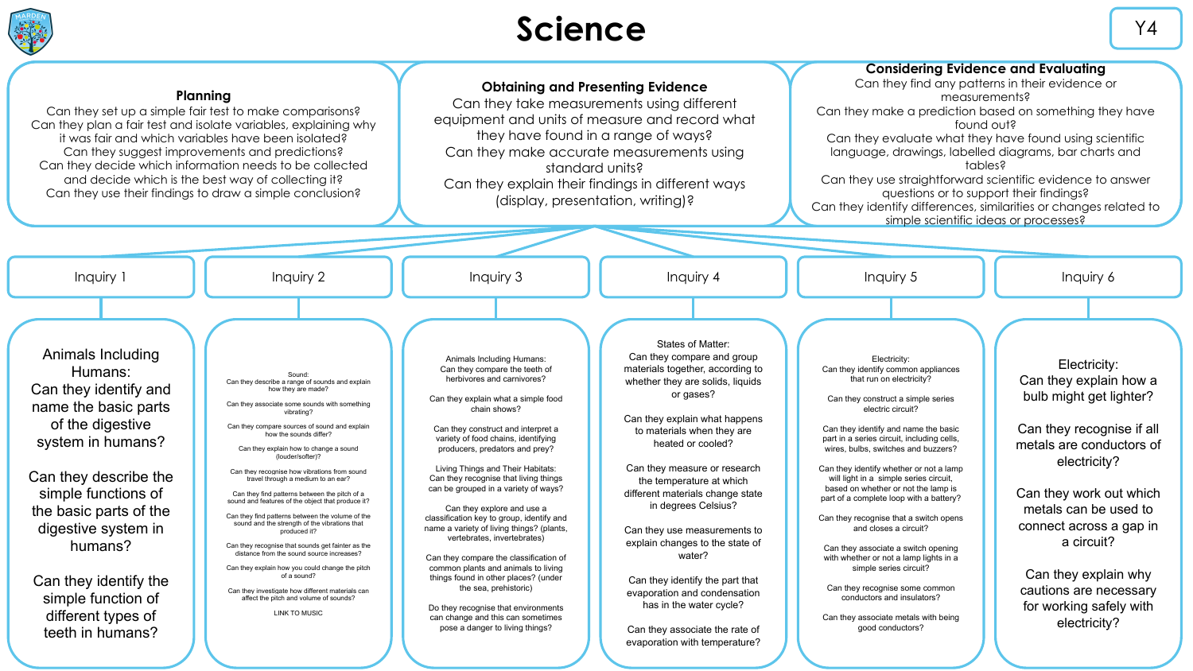# Science

Y4

## Planning

Can they set up a simple fair test to make comparisons?
Can they plan a fair test and isolate variables, explaining why it was fair and which variables have been isolated?
Can they suggest improvements and predictions?
Can they decide which information needs to be collected and decide which is the best way of collecting it?
Can they use their findings to draw a simple conclusion?

## Obtaining and Presenting Evidence

Can they take measurements using different equipment and units of measure and record what they have found in a range of ways?
Can they make accurate measurements using standard units?
Can they explain their findings in different ways (display, presentation, writing)?

## Considering Evidence and Evaluating

Can they find any patterns in their evidence or measurements?
Can they make a prediction based on something they have found out?
Can they evaluate what they have found using scientific language, drawings, labelled diagrams, bar charts and tables?
Can they use straightforward scientific evidence to answer questions or to support their findings?
Can they identify differences, similarities or changes related to simple scientific ideas or processes?

## Inquiry 1

Animals Including Humans:
Can they identify and name the basic parts of the digestive system in humans?

Can they describe the simple functions of the basic parts of the digestive system in humans?

Can they identify the simple function of different types of teeth in humans?

## Inquiry 2

Sound:
Can they describe a range of sounds and explain how they are made?

Can they associate some sounds with something vibrating?

Can they compare sources of sound and explain how the sounds differ?

Can they explain how to change a sound (louder/softer)?

Can they recognise how vibrations from sound travel through a medium to an ear?

Can they find patterns between the pitch of a sound and features of the object that produce it?

Can they find patterns between the volume of the sound and the strength of the vibrations that produced it?

Can they recognise that sounds get fainter as the distance from the sound source increases?

Can they explain how you could change the pitch of a sound?

Can they investigate how different materials can affect the pitch and volume of sounds?

LINK TO MUSIC

## Inquiry 3

Animals Including Humans:
Can they compare the teeth of herbivores and carnivores?

Can they explain what a simple food chain shows?

Can they construct and interpret a variety of food chains, identifying producers, predators and prey?

Living Things and Their Habitats:
Can they recognise that living things can be grouped in a variety of ways?

Can they explore and use a classification key to group, identify and name a variety of living things? (plants, vertebrates, invertebrates)

Can they compare the classification of common plants and animals to living things found in other places? (under the sea, prehistoric)

Do they recognise that environments can change and this can sometimes pose a danger to living things?

## Inquiry 4

States of Matter:
Can they compare and group materials together, according to whether they are solids, liquids or gases?

Can they explain what happens to materials when they are heated or cooled?

Can they measure or research the temperature at which different materials change state in degrees Celsius?

Can they use measurements to explain changes to the state of water?

Can they identify the part that evaporation and condensation has in the water cycle?

Can they associate the rate of evaporation with temperature?

## Inquiry 5

Electricity:
Can they identify common appliances that run on electricity?

Can they construct a simple series electric circuit?

Can they identify and name the basic part in a series circuit, including cells, wires, bulbs, switches and buzzers?

Can they identify whether or not a lamp will light in a simple series circuit, based on whether or not the lamp is part of a complete loop with a battery?

Can they recognise that a switch opens and closes a circuit?

Can they associate a switch opening with whether or not a lamp lights in a simple series circuit?

Can they recognise some common conductors and insulators?

Can they associate metals with being good conductors?

## Inquiry 6

Electricity:
Can they explain how a bulb might get lighter?

Can they recognise if all metals are conductors of electricity?

Can they work out which metals can be used to connect across a gap in a circuit?

Can they explain why cautions are necessary for working safely with electricity?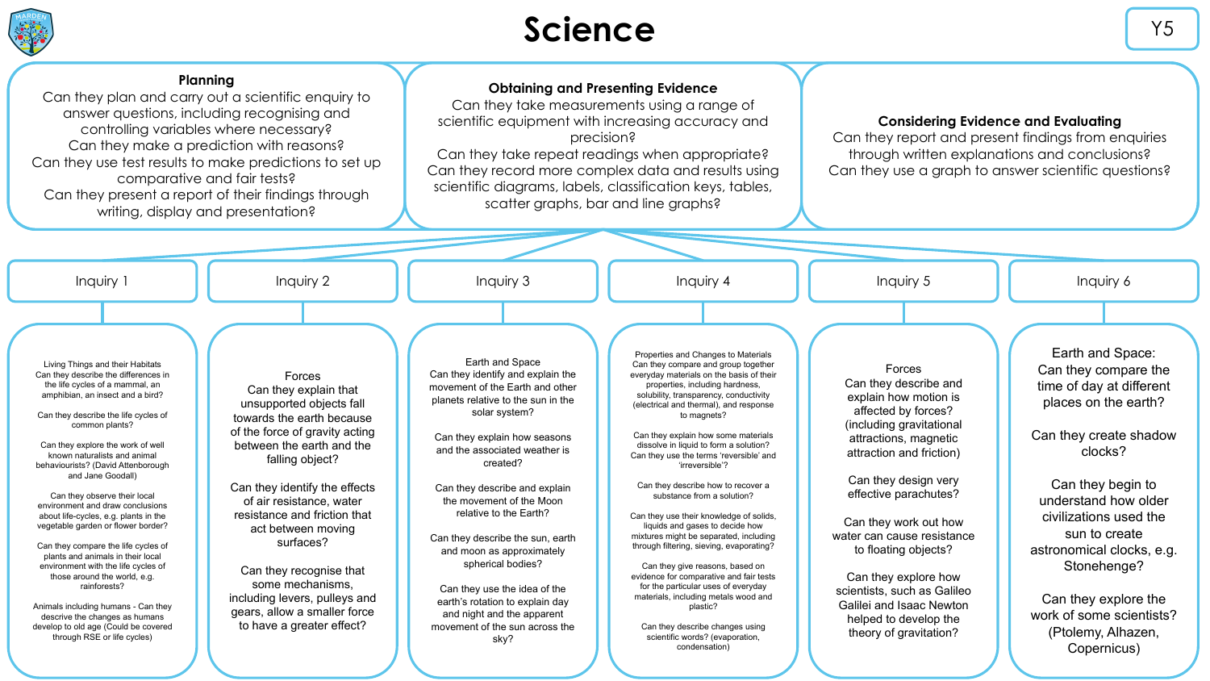# Science

Y5

### Planning

Can they plan and carry out a scientific enquiry to answer questions, including recognising and controlling variables where necessary?
Can they make a prediction with reasons?
Can they use test results to make predictions to set up comparative and fair tests?
Can they present a report of their findings through writing, display and presentation?

### Obtaining and Presenting Evidence

Can they take measurements using a range of scientific equipment with increasing accuracy and precision?
Can they take repeat readings when appropriate?
Can they record more complex data and results using scientific diagrams, labels, classification keys, tables, scatter graphs, bar and line graphs?

### Considering Evidence and Evaluating

Can they report and present findings from enquiries through written explanations and conclusions?
Can they use a graph to answer scientific questions?

## Inquiry 1

Living Things and their Habitats
Can they describe the differences in the life cycles of a mammal, an amphibian, an insect and a bird?

Can they describe the life cycles of common plants?

Can they explore the work of well known naturalists and animal behaviourists? (David Attenborough and Jane Goodall)

Can they observe their local environment and draw conclusions about life-cycles, e.g. plants in the vegetable garden or flower border?

Can they compare the life cycles of plants and animals in their local environment with the life cycles of those around the world, e.g. rainforests?

Animals including humans - Can they descrive the changes as humans develop to old age (Could be covered through RSE or life cycles)

## Inquiry 2

Forces
Can they explain that unsupported objects fall towards the earth because of the force of gravity acting between the earth and the falling object?

Can they identify the effects of air resistance, water resistance and friction that act between moving surfaces?

Can they recognise that some mechanisms, including levers, pulleys and gears, allow a smaller force to have a greater effect?

## Inquiry 3

Earth and Space
Can they identify and explain the movement of the Earth and other planets relative to the sun in the solar system?

Can they explain how seasons and the associated weather is created?

Can they describe and explain the movement of the Moon relative to the Earth?

Can they describe the sun, earth and moon as approximately spherical bodies?

Can they use the idea of the earth's rotation to explain day and night and the apparent movement of the sun across the sky?

## Inquiry 4

Properties and Changes to Materials
Can they compare and group together everyday materials on the basis of their properties, including hardness, solubility, transparency, conductivity (electrical and thermal), and response to magnets?

Can they explain how some materials dissolve in liquid to form a solution?
Can they use the terms 'reversible' and 'irreversible'?

Can they describe how to recover a substance from a solution?

Can they use their knowledge of solids, liquids and gases to decide how mixtures might be separated, including through filtering, sieving, evaporating?

Can they give reasons, based on evidence for comparative and fair tests for the particular uses of everyday materials, including metals wood and plastic?

Can they describe changes using scientific words? (evaporation, condensation)

## Inquiry 5

Forces
Can they describe and explain how motion is affected by forces? (including gravitational attractions, magnetic attraction and friction)

Can they design very effective parachutes?

Can they work out how water can cause resistance to floating objects?

Can they explore how scientists, such as Galileo Galilei and Isaac Newton helped to develop the theory of gravitation?

## Inquiry 6

Earth and Space:
Can they compare the time of day at different places on the earth?

Can they create shadow clocks?

Can they begin to understand how older civilizations used the sun to create astronomical clocks, e.g. Stonehenge?

Can they explore the work of some scientists? (Ptolemy, Alhazen, Copernicus)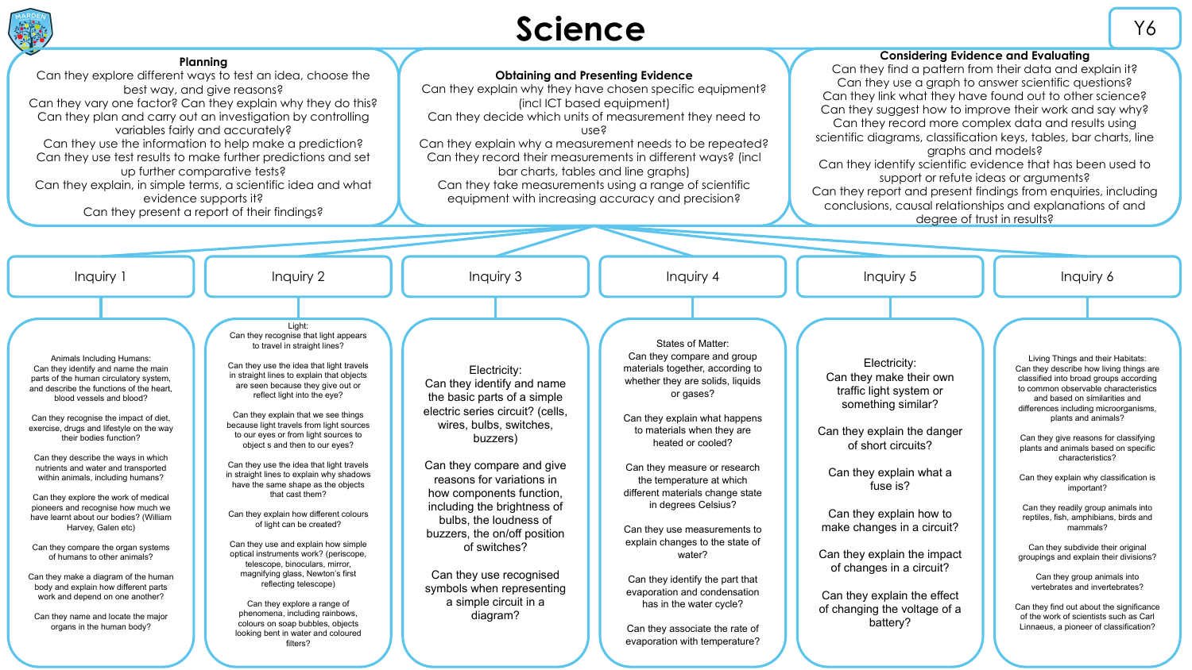# Science

Y6

## Planning

Can they explore different ways to test an idea, choose the best way, and give reasons?
Can they vary one factor? Can they explain why they do this?
Can they plan and carry out an investigation by controlling variables fairly and accurately?
Can they use the information to help make a prediction?
Can they use test results to make further predictions and set up further comparative tests?
Can they explain, in simple terms, a scientific idea and what evidence supports it?
Can they present a report of their findings?

## Obtaining and Presenting Evidence

Can they explain why they have chosen specific equipment? (incl ICT based equipment)
Can they decide which units of measurement they need to use?
Can they explain why a measurement needs to be repeated?
Can they record their measurements in different ways? (incl bar charts, tables and line graphs)
Can they take measurements using a range of scientific equipment with increasing accuracy and precision?

## Considering Evidence and Evaluating

Can they find a pattern from their data and explain it?
Can they use a graph to answer scientific questions?
Can they link what they have found out to other science?
Can they suggest how to improve their work and say why?
Can they record more complex data and results using scientific diagrams, classification keys, tables, bar charts, line graphs and models?
Can they identify scientific evidence that has been used to support or refute ideas or arguments?
Can they report and present findings from enquiries, including conclusions, causal relationships and explanations of and degree of trust in results?

## Inquiry 1

Animals Including Humans:
Can they identify and name the main parts of the human circulatory system, and describe the functions of the heart, blood vessels and blood?

Can they recognise the impact of diet, exercise, drugs and lifestyle on the way their bodies function?

Can they describe the ways in which nutrients and water and transported within animals, including humans?

Can they explore the work of medical pioneers and recognise how much we have learnt about our bodies? (William Harvey, Galen etc)

Can they compare the organ systems of humans to other animals?

Can they make a diagram of the human body and explain how different parts work and depend on one another?

Can they name and locate the major organs in the human body?

## Inquiry 2

Light:
Can they recognise that light appears to travel in straight lines?

Can they use the idea that light travels in straight lines to explain that objects are seen because they give out or reflect light into the eye?

Can they explain that we see things because light travels from light sources to our eyes or from light sources to object s and then to our eyes?

Can they use the idea that light travels in straight lines to explain why shadows have the same shape as the objects that cast them?

Can they explain how different colours of light can be created?

Can they use and explain how simple optical instruments work? (periscope, telescope, binoculars, mirror, magnifying glass, Newton's first reflecting telescope)

Can they explore a range of phenomena, including rainbows, colours on soap bubbles, objects looking bent in water and coloured filters?

## Inquiry 3

Electricity:
Can they identify and name the basic parts of a simple electric series circuit? (cells, wires, bulbs, switches, buzzers)

Can they compare and give reasons for variations in how components function, including the brightness of bulbs, the loudness of buzzers, the on/off position of switches?

Can they use recognised symbols when representing a simple circuit in a diagram?

## Inquiry 4

States of Matter:
Can they compare and group materials together, according to whether they are solids, liquids or gases?

Can they explain what happens to materials when they are heated or cooled?

Can they measure or research the temperature at which different materials change state in degrees Celsius?

Can they use measurements to explain changes to the state of water?

Can they identify the part that evaporation and condensation has in the water cycle?

Can they associate the rate of evaporation with temperature?

## Inquiry 5

Electricity:
Can they make their own traffic light system or something similar?

Can they explain the danger of short circuits?

Can they explain what a fuse is?

Can they explain how to make changes in a circuit?

Can they explain the impact of changes in a circuit?

Can they explain the effect of changing the voltage of a battery?

## Inquiry 6

Living Things and their Habitats:
Can they describe how living things are classified into broad groups according to common observable characteristics and based on similarities and differences including microorganisms, plants and animals?

Can they give reasons for classifying plants and animals based on specific characteristics?

Can they explain why classification is important?

Can they readily group animals into reptiles, fish, amphibians, birds and mammals?

Can they subdivide their original groupings and explain their divisions?

Can they group animals into vertebrates and invertebrates?

Can they find out about the significance of the work of scientists such as Carl Linnaeus, a pioneer of classification?